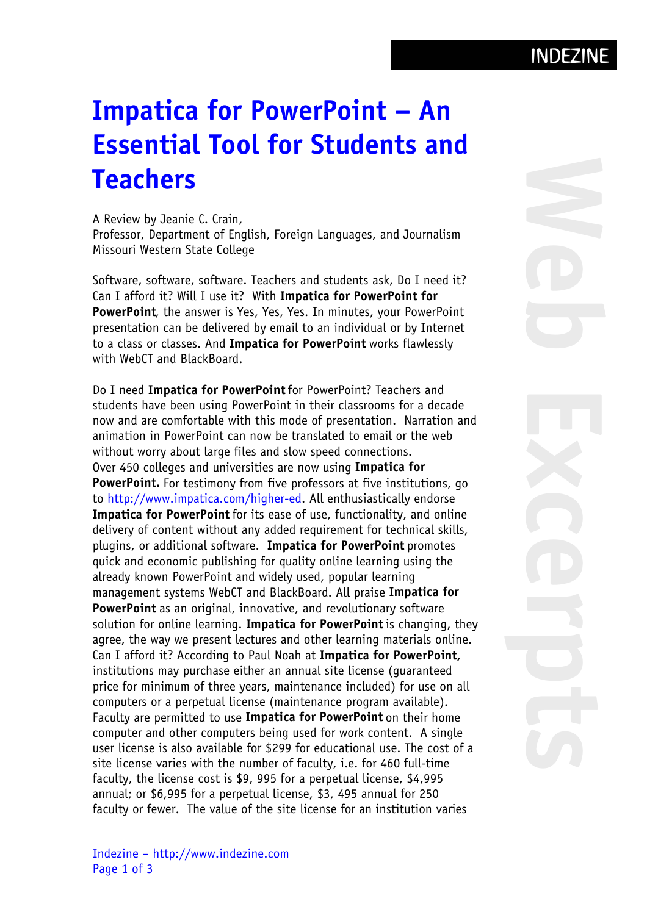# Impatica for PowerPoint – An Essential Tool for Students and Teachers

A Review by Jeanie C. Crain,
Professor, Department of English, Foreign Languages, and Journalism
Missouri Western State College

Software, software, software. Teachers and students ask, Do I need it? Can I afford it? Will I use it? With **Impatica for PowerPoint for PowerPoint**, the answer is Yes, Yes, Yes. In minutes, your PowerPoint presentation can be delivered by email to an individual or by Internet to a class or classes. And **Impatica for PowerPoint** works flawlessly with WebCT and BlackBoard.

Do I need **Impatica for PowerPoint** for PowerPoint? Teachers and students have been using PowerPoint in their classrooms for a decade now and are comfortable with this mode of presentation. Narration and animation in PowerPoint can now be translated to email or the web without worry about large files and slow speed connections.
Over 450 colleges and universities are now using **Impatica for PowerPoint.** For testimony from five professors at five institutions, go to http://www.impatica.com/higher-ed. All enthusiastically endorse **Impatica for PowerPoint** for its ease of use, functionality, and online delivery of content without any added requirement for technical skills, plugins, or additional software. **Impatica for PowerPoint** promotes quick and economic publishing for quality online learning using the already known PowerPoint and widely used, popular learning management systems WebCT and BlackBoard. All praise **Impatica for PowerPoint** as an original, innovative, and revolutionary software solution for online learning. **Impatica for PowerPoint** is changing, they agree, the way we present lectures and other learning materials online.
Can I afford it? According to Paul Noah at **Impatica for PowerPoint,** institutions may purchase either an annual site license (guaranteed price for minimum of three years, maintenance included) for use on all computers or a perpetual license (maintenance program available). Faculty are permitted to use **Impatica for PowerPoint** on their home computer and other computers being used for work content. A single user license is also available for $299 for educational use. The cost of a site license varies with the number of faculty, i.e. for 460 full-time faculty, the license cost is $9, 995 for a perpetual license, $4,995 annual; or $6,995 for a perpetual license, $3, 495 annual for 250 faculty or fewer. The value of the site license for an institution varies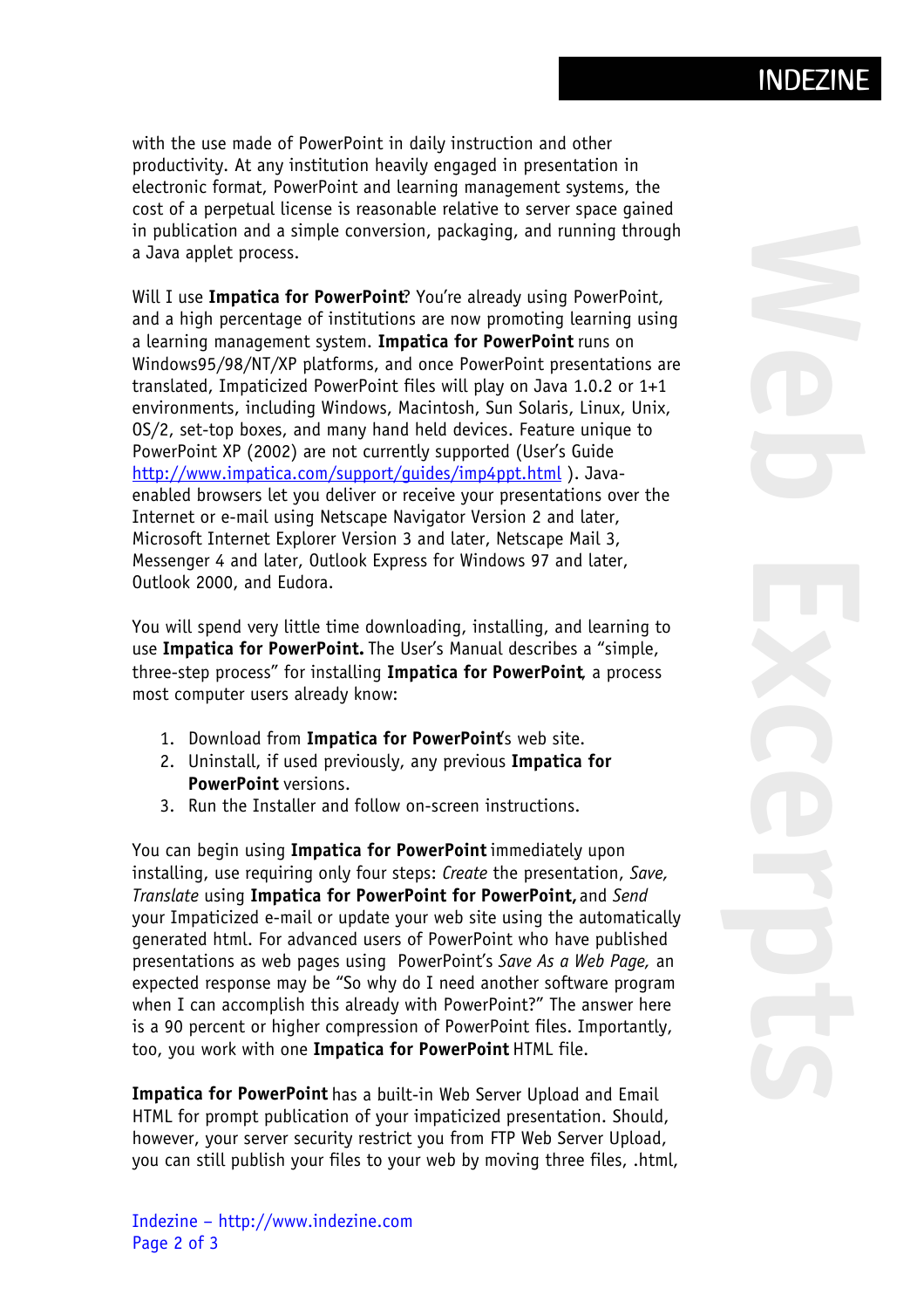with the use made of PowerPoint in daily instruction and other productivity. At any institution heavily engaged in presentation in electronic format, PowerPoint and learning management systems, the cost of a perpetual license is reasonable relative to server space gained in publication and a simple conversion, packaging, and running through a Java applet process.

Will I use **Impatica for PowerPoint**? You're already using PowerPoint, and a high percentage of institutions are now promoting learning using a learning management system. **Impatica for PowerPoint** runs on Windows95/98/NT/XP platforms, and once PowerPoint presentations are translated, Impaticized PowerPoint files will play on Java 1.0.2 or 1+1 environments, including Windows, Macintosh, Sun Solaris, Linux, Unix, OS/2, set-top boxes, and many hand held devices. Feature unique to PowerPoint XP (2002) are not currently supported (User's Guide http://www.impatica.com/support/guides/imp4ppt.html ). Java-enabled browsers let you deliver or receive your presentations over the Internet or e-mail using Netscape Navigator Version 2 and later, Microsoft Internet Explorer Version 3 and later, Netscape Mail 3, Messenger 4 and later, Outlook Express for Windows 97 and later, Outlook 2000, and Eudora.

You will spend very little time downloading, installing, and learning to use **Impatica for PowerPoint.** The User's Manual describes a "simple, three-step process" for installing **Impatica for PowerPoint**, a process most computer users already know:

1. Download from **Impatica for PowerPoint**'s web site.
2. Uninstall, if used previously, any previous **Impatica for PowerPoint** versions.
3. Run the Installer and follow on-screen instructions.

You can begin using **Impatica for PowerPoint** immediately upon installing, use requiring only four steps: *Create* the presentation, *Save, Translate* using **Impatica for PowerPoint for PowerPoint,** and *Send* your Impaticized e-mail or update your web site using the automatically generated html. For advanced users of PowerPoint who have published presentations as web pages using PowerPoint's *Save As a Web Page,* an expected response may be "So why do I need another software program when I can accomplish this already with PowerPoint?" The answer here is a 90 percent or higher compression of PowerPoint files. Importantly, too, you work with one **Impatica for PowerPoint** HTML file.

**Impatica for PowerPoint** has a built-in Web Server Upload and Email HTML for prompt publication of your impaticized presentation. Should, however, your server security restrict you from FTP Web Server Upload, you can still publish your files to your web by moving three files, .html,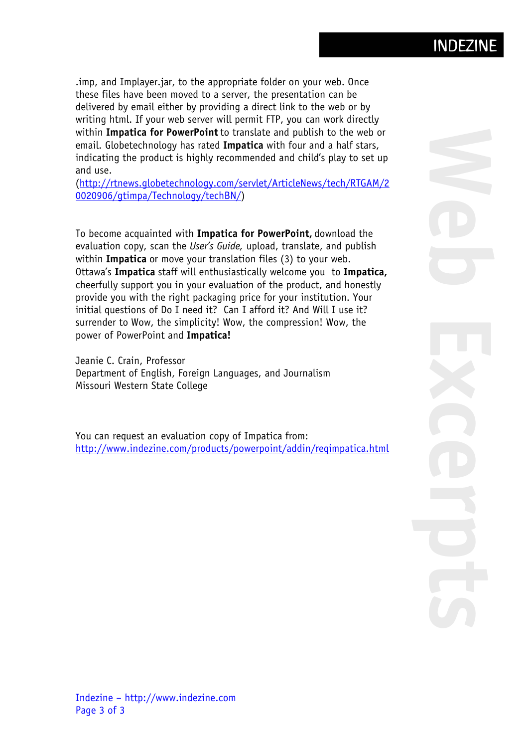.imp, and Implayer.jar, to the appropriate folder on your web. Once these files have been moved to a server, the presentation can be delivered by email either by providing a direct link to the web or by writing html. If your web server will permit FTP, you can work directly within **Impatica for PowerPoint** to translate and publish to the web or email. Globetechnology has rated **Impatica** with four and a half stars, indicating the product is highly recommended and child's play to set up and use.
(http://rtnews.globetechnology.com/servlet/ArticleNews/tech/RTGAM/20020906/gtimpa/Technology/techBN/)

To become acquainted with **Impatica for PowerPoint,** download the evaluation copy, scan the *User's Guide,* upload, translate, and publish within **Impatica** or move your translation files (3) to your web. Ottawa's **Impatica** staff will enthusiastically welcome you to **Impatica,** cheerfully support you in your evaluation of the product, and honestly provide you with the right packaging price for your institution. Your initial questions of Do I need it? Can I afford it? And Will I use it? surrender to Wow, the simplicity! Wow, the compression! Wow, the power of PowerPoint and **Impatica!**

Jeanie C. Crain, Professor
Department of English, Foreign Languages, and Journalism
Missouri Western State College

You can request an evaluation copy of Impatica from:
http://www.indezine.com/products/powerpoint/addin/reqimpatica.html